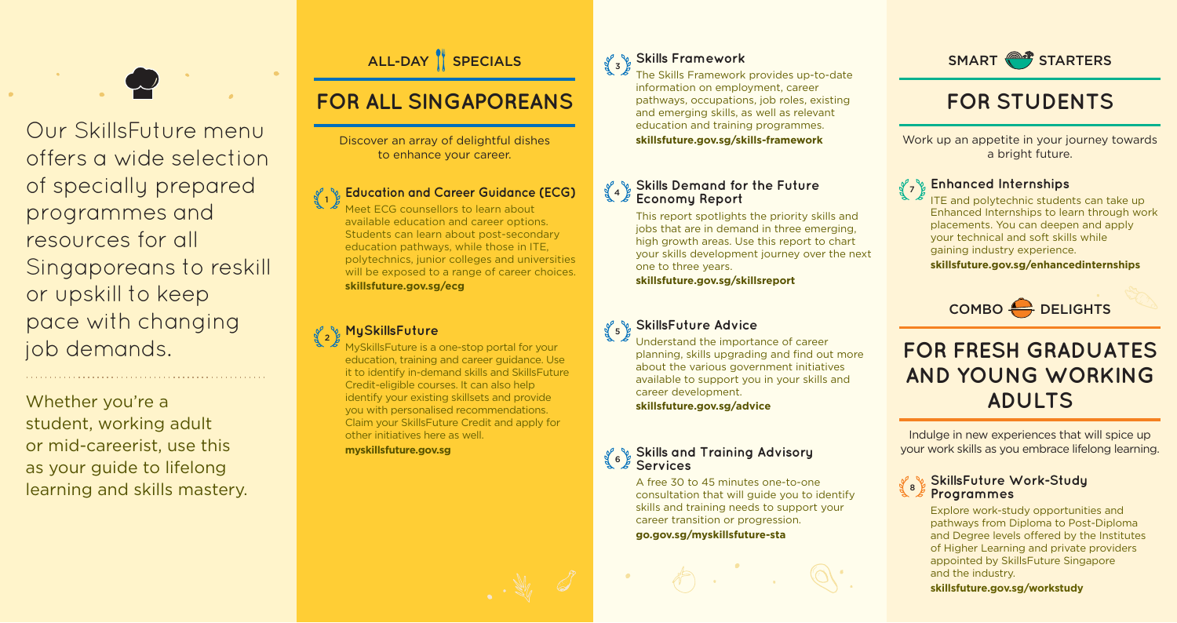Our SkillsFuture menu offers a wide selection of specially prepared programmes and resources for all Singaporeans to reskill or upskill to keep pace with changing job demands.

Whether you're a student, working adult or mid-careerist, use this as your guide to lifelong learning and skills mastery.

## ALL-DAY SPECIALS

# FOR ALL SINGAPOREANS

Discover an array of delightful dishes to enhance your career.

### 1 Education and Career Guidance (ECG)

Meet ECG counsellors to learn about available education and career options. Students can learn about post-secondary education pathways, while those in ITE, polytechnics, junior colleges and universities will be exposed to a range of career choices.

**skillsfuture.gov.sg/ecg**

### 2 MySkillsFuture

MySkillsFuture is a one-stop portal for your education, training and career guidance. Use it to identify in-demand skills and SkillsFuture Credit-eligible courses. It can also help identify your existing skillsets and provide you with personalised recommendations. Claim your SkillsFuture Credit and apply for other initiatives here as well.

**myskillsfuture.gov.sg**

### 3 Skills Framework

The Skills Framework provides up-to-date information on employment, career pathways, occupations, job roles, existing and emerging skills, as well as relevant education and training programmes.

**skillsfuture.gov.sg/skills-framework**

### 4 Skills Demand for the Future Economy Report

This report spotlights the priority skills and jobs that are in demand in three emerging, high growth areas. Use this report to chart your skills development journey over the next one to three years.

**skillsfuture.gov.sg/skillsreport**

### 5 SkillsFuture Advice

Understand the importance of career planning, skills upgrading and find out more about the various government initiatives available to support you in your skills and career development.

**skillsfuture.gov.sg/advice**

### 6 Skills and Training Advisory Services

A free 30 to 45 minutes one-to-one consultation that will guide you to identify skills and training needs to support your career transition or progression.

**go.gov.sg/myskillsfuture-sta**

## SMART STARTERS

# FOR STUDENTS

Work up an appetite in your journey towards a bright future.

### 7 Enhanced Internships

ITE and polytechnic students can take up Enhanced Internships to learn through work placements. You can deepen and apply your technical and soft skills while gaining industry experience.

**skillsfuture.gov.sg/enhancedinternships**

## COMBO DELIGHTS

# FOR FRESH GRADUATES AND YOUNG WORKING ADULTS

Indulge in new experiences that will spice up your work skills as you embrace lifelong learning.

### 8 SkillsFuture Work-Study Programmes

Explore work-study opportunities and pathways from Diploma to Post-Diploma and Degree levels offered by the Institutes of Higher Learning and private providers appointed by SkillsFuture Singapore and the industry.

**skillsfuture.gov.sg/workstudy**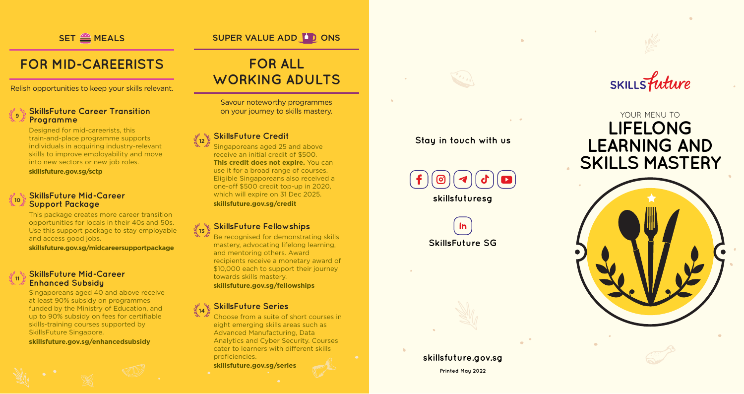## SET MEALS

# FOR MID-CAREERISTS

Relish opportunities to keep your skills relevant.

### 9 SkillsFuture Career Transition Programme

Designed for mid-careerists, this train-and-place programme supports individuals in acquiring industry-relevant skills to improve employability and move into new sectors or new job roles.

**skillsfuture.gov.sg/sctp**

### 10 SkillsFuture Mid-Career Support Package

This package creates more career transition opportunities for locals in their 40s and 50s. Use this support package to stay employable and access good jobs.

**skillsfuture.gov.sg/midcareersupportpackage**

### 11 SkillsFuture Mid-Career Enhanced Subsidy

Singaporeans aged 40 and above receive at least 90% subsidy on programmes funded by the Ministry of Education, and up to 90% subsidy on fees for certifiable skills-training courses supported by SkillsFuture Singapore.

**skillsfuture.gov.sg/enhancedsubsidy**

## SUPER VALUE ADD ONS

# FOR ALL WORKING ADULTS

Savour noteworthy programmes on your journey to skills mastery.

### 12 SkillsFuture Credit

Singaporeans aged 25 and above receive an initial credit of $500. **This credit does not expire.** You can use it for a broad range of courses. Eligible Singaporeans also received a one-off $500 credit top-up in 2020, which will expire on 31 Dec 2025.

**skillsfuture.gov.sg/credit**

### 13 SkillsFuture Fellowships

Be recognised for demonstrating skills mastery, advocating lifelong learning, and mentoring others. Award recipients receive a monetary award of $10,000 each to support their journey towards skills mastery.

**skillsfuture.gov.sg/fellowships**

### 14 SkillsFuture Series

Choose from a suite of short courses in eight emerging skills areas such as Advanced Manufacturing, Data Analytics and Cyber Security. Courses cater to learners with different skills proficiencies.

**skillsfuture.gov.sg/series**

**Stay in touch with us**

**skillsfuturesg**

**SkillsFuture SG**

**skillsfuture.gov.sg**

Printed May 2022

SKILLSfuture

YOUR MENU TO

# LIFELONG LEARNING AND SKILLS MASTERY